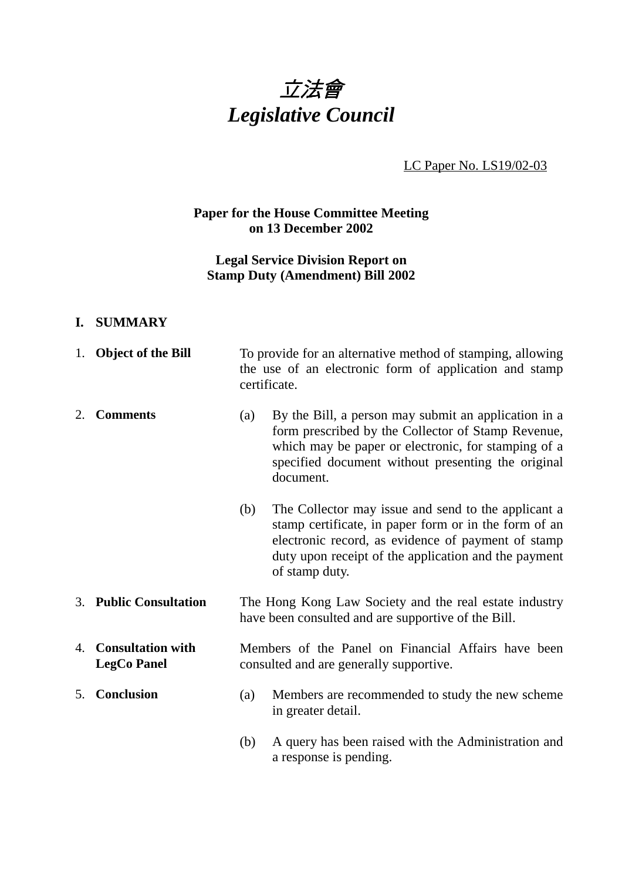# *立法會*
# *Legislative Council*

LC Paper No. LS19/02-03

**Paper for the House Committee Meeting on 13 December 2002**

**Legal Service Division Report on Stamp Duty (Amendment) Bill 2002**

## I. SUMMARY

1. **Object of the Bill**

   To provide for an alternative method of stamping, allowing the use of an electronic form of application and stamp certificate.

2. **Comments**

   (a) By the Bill, a person may submit an application in a form prescribed by the Collector of Stamp Revenue, which may be paper or electronic, for stamping of a specified document without presenting the original document.

   (b) The Collector may issue and send to the applicant a stamp certificate, in paper form or in the form of an electronic record, as evidence of payment of stamp duty upon receipt of the application and the payment of stamp duty.

3. **Public Consultation**

   The Hong Kong Law Society and the real estate industry have been consulted and are supportive of the Bill.

4. **Consultation with LegCo Panel**

   Members of the Panel on Financial Affairs have been consulted and are generally supportive.

5. **Conclusion**

   (a) Members are recommended to study the new scheme in greater detail.

   (b) A query has been raised with the Administration and a response is pending.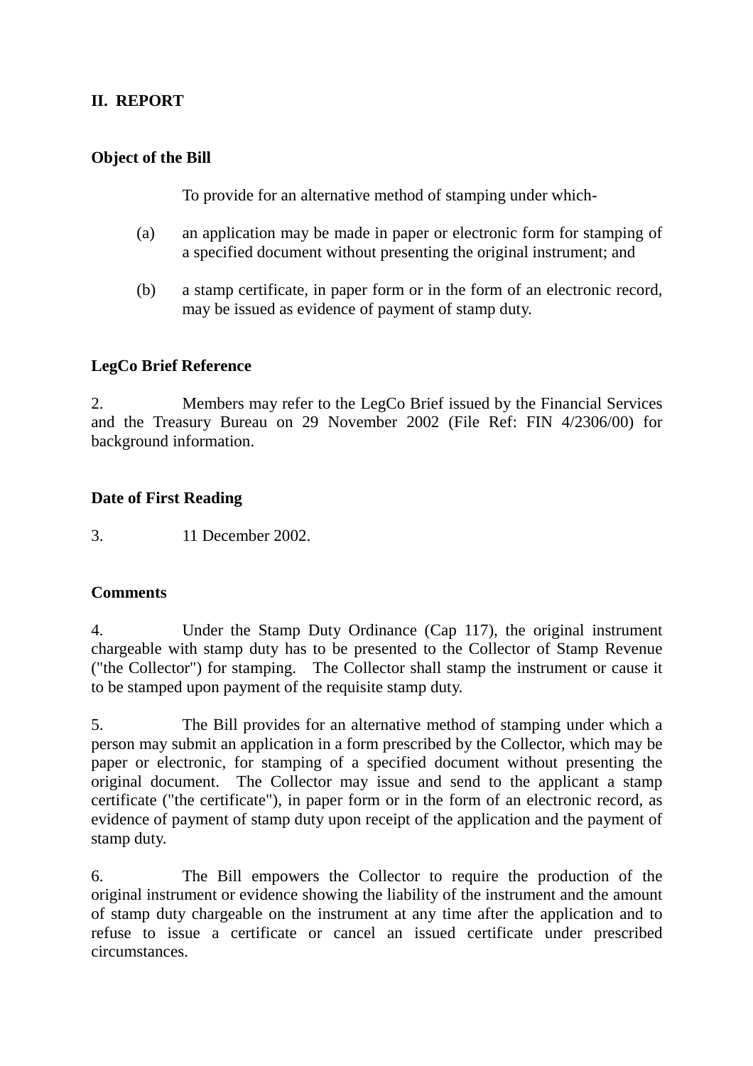## II. REPORT

### Object of the Bill

To provide for an alternative method of stamping under which-

(a) an application may be made in paper or electronic form for stamping of a specified document without presenting the original instrument; and

(b) a stamp certificate, in paper form or in the form of an electronic record, may be issued as evidence of payment of stamp duty.

### LegCo Brief Reference

2. Members may refer to the LegCo Brief issued by the Financial Services and the Treasury Bureau on 29 November 2002 (File Ref: FIN 4/2306/00) for background information.

### Date of First Reading

3. 11 December 2002.

### Comments

4. Under the Stamp Duty Ordinance (Cap 117), the original instrument chargeable with stamp duty has to be presented to the Collector of Stamp Revenue ("the Collector") for stamping. The Collector shall stamp the instrument or cause it to be stamped upon payment of the requisite stamp duty.

5. The Bill provides for an alternative method of stamping under which a person may submit an application in a form prescribed by the Collector, which may be paper or electronic, for stamping of a specified document without presenting the original document. The Collector may issue and send to the applicant a stamp certificate ("the certificate"), in paper form or in the form of an electronic record, as evidence of payment of stamp duty upon receipt of the application and the payment of stamp duty.

6. The Bill empowers the Collector to require the production of the original instrument or evidence showing the liability of the instrument and the amount of stamp duty chargeable on the instrument at any time after the application and to refuse to issue a certificate or cancel an issued certificate under prescribed circumstances.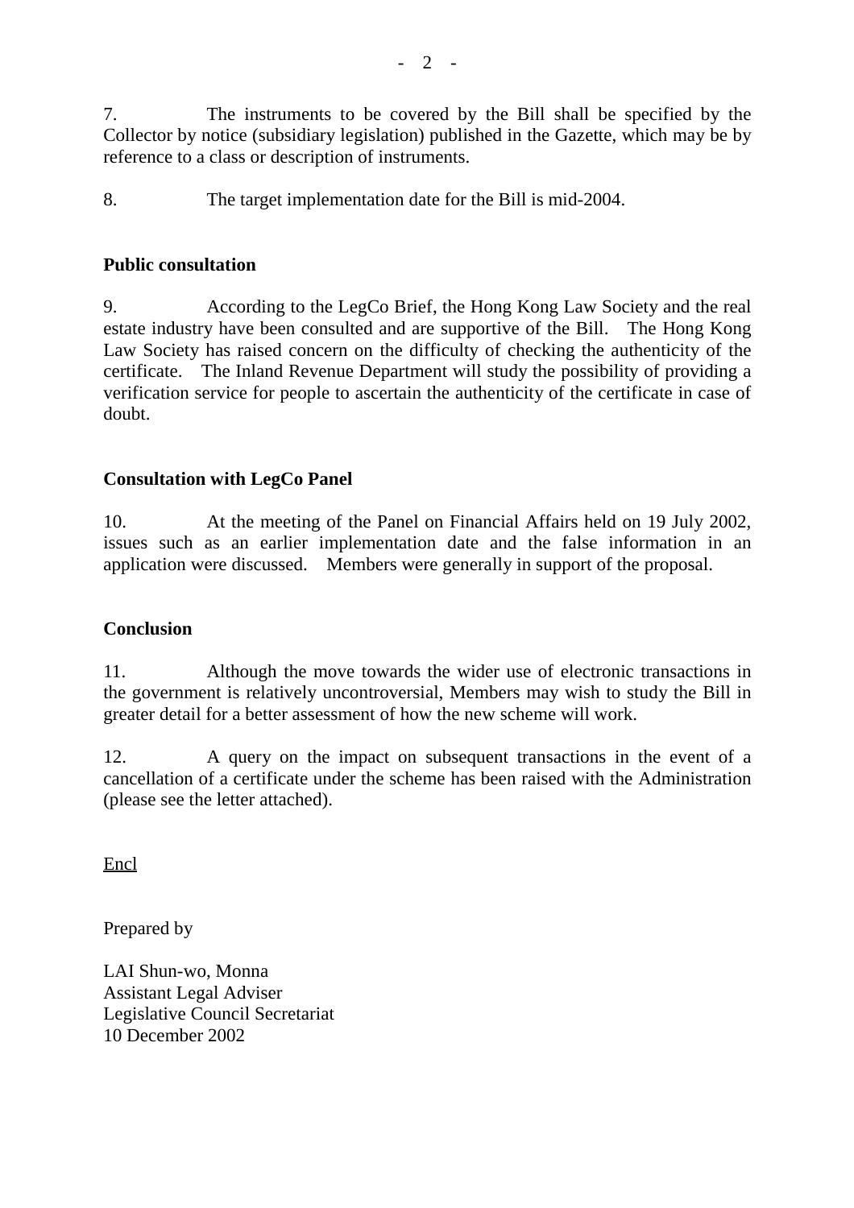7. The instruments to be covered by the Bill shall be specified by the Collector by notice (subsidiary legislation) published in the Gazette, which may be by reference to a class or description of instruments.

8. The target implementation date for the Bill is mid-2004.

**Public consultation**

9. According to the LegCo Brief, the Hong Kong Law Society and the real estate industry have been consulted and are supportive of the Bill. The Hong Kong Law Society has raised concern on the difficulty of checking the authenticity of the certificate. The Inland Revenue Department will study the possibility of providing a verification service for people to ascertain the authenticity of the certificate in case of doubt.

**Consultation with LegCo Panel**

10. At the meeting of the Panel on Financial Affairs held on 19 July 2002, issues such as an earlier implementation date and the false information in an application were discussed. Members were generally in support of the proposal.

**Conclusion**

11. Although the move towards the wider use of electronic transactions in the government is relatively uncontroversial, Members may wish to study the Bill in greater detail for a better assessment of how the new scheme will work.

12. A query on the impact on subsequent transactions in the event of a cancellation of a certificate under the scheme has been raised with the Administration (please see the letter attached).

Encl

Prepared by

LAI Shun-wo, Monna
Assistant Legal Adviser
Legislative Council Secretariat
10 December 2002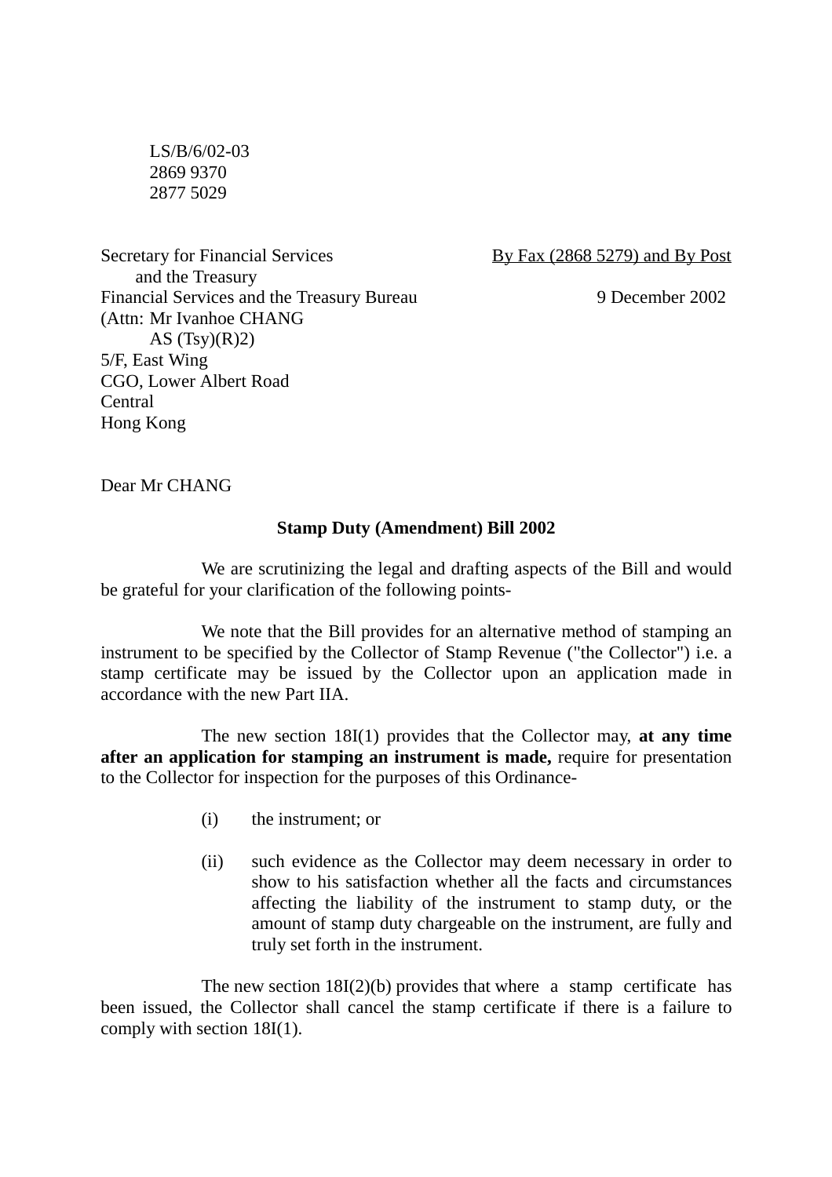LS/B/6/02-03
2869 9370
2877 5029

Secretary for Financial Services and the Treasury
Financial Services and the Treasury Bureau
(Attn: Mr Ivanhoe CHANG
AS (Tsy)(R)2)
5/F, East Wing
CGO, Lower Albert Road
Central
Hong Kong

By Fax (2868 5279) and By Post

9 December 2002

Dear Mr CHANG

**Stamp Duty (Amendment) Bill 2002**

We are scrutinizing the legal and drafting aspects of the Bill and would be grateful for your clarification of the following points-

We note that the Bill provides for an alternative method of stamping an instrument to be specified by the Collector of Stamp Revenue ("the Collector") i.e. a stamp certificate may be issued by the Collector upon an application made in accordance with the new Part IIA.

The new section 18I(1) provides that the Collector may, **at any time after an application for stamping an instrument is made,** require for presentation to the Collector for inspection for the purposes of this Ordinance-

(i) the instrument; or

(ii) such evidence as the Collector may deem necessary in order to show to his satisfaction whether all the facts and circumstances affecting the liability of the instrument to stamp duty, or the amount of stamp duty chargeable on the instrument, are fully and truly set forth in the instrument.

The new section 18I(2)(b) provides that where a stamp certificate has been issued, the Collector shall cancel the stamp certificate if there is a failure to comply with section 18I(1).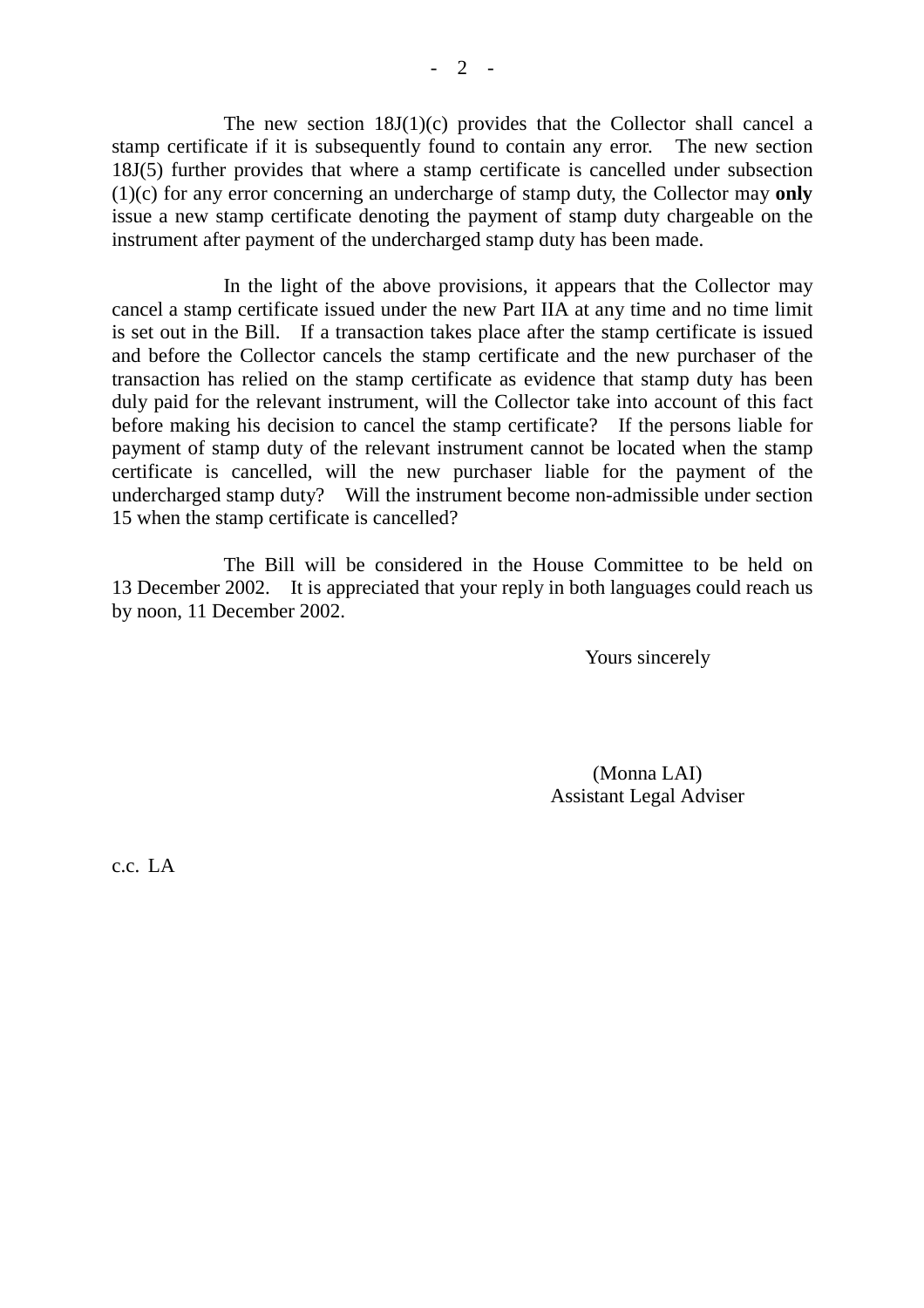The new section 18J(1)(c) provides that the Collector shall cancel a stamp certificate if it is subsequently found to contain any error. The new section 18J(5) further provides that where a stamp certificate is cancelled under subsection (1)(c) for any error concerning an undercharge of stamp duty, the Collector may **only** issue a new stamp certificate denoting the payment of stamp duty chargeable on the instrument after payment of the undercharged stamp duty has been made.

In the light of the above provisions, it appears that the Collector may cancel a stamp certificate issued under the new Part IIA at any time and no time limit is set out in the Bill. If a transaction takes place after the stamp certificate is issued and before the Collector cancels the stamp certificate and the new purchaser of the transaction has relied on the stamp certificate as evidence that stamp duty has been duly paid for the relevant instrument, will the Collector take into account of this fact before making his decision to cancel the stamp certificate? If the persons liable for payment of stamp duty of the relevant instrument cannot be located when the stamp certificate is cancelled, will the new purchaser liable for the payment of the undercharged stamp duty? Will the instrument become non-admissible under section 15 when the stamp certificate is cancelled?

The Bill will be considered in the House Committee to be held on 13 December 2002. It is appreciated that your reply in both languages could reach us by noon, 11 December 2002.

Yours sincerely

(Monna LAI)
Assistant Legal Adviser

c.c. LA